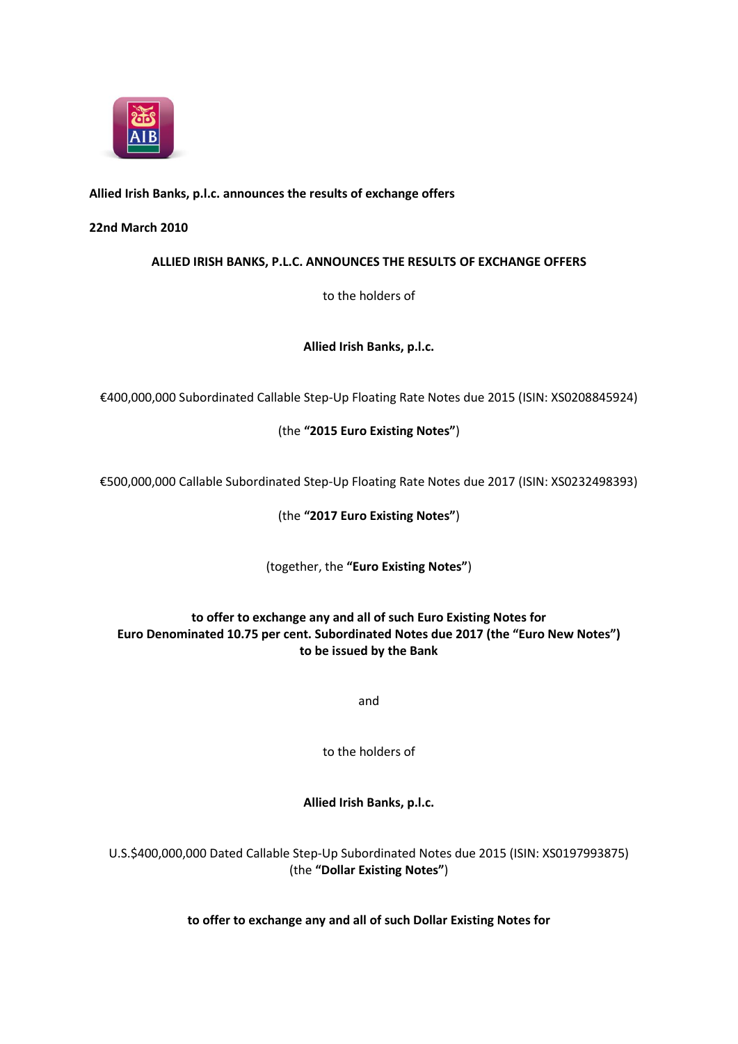**Allied Irish Banks, p.l.c. announces the results of exchange offers**

**22nd March 2010**

**ALLIED IRISH BANKS, P.L.C. ANNOUNCES THE RESULTS OF EXCHANGE OFFERS**

to the holders of

**Allied Irish Banks, p.l.c.**

€400,000,000 Subordinated Callable Step-Up Floating Rate Notes due 2015 (ISIN: XS0208845924)

(the **"2015 Euro Existing Notes"**)

€500,000,000 Callable Subordinated Step-Up Floating Rate Notes due 2017 (ISIN: XS0232498393)

(the **"2017 Euro Existing Notes"**)

(together, the **"Euro Existing Notes"**)

**to offer to exchange any and all of such Euro Existing Notes for Euro Denominated 10.75 per cent. Subordinated Notes due 2017 (the "Euro New Notes") to be issued by the Bank**

and

to the holders of

**Allied Irish Banks, p.l.c.**

U.S.$400,000,000 Dated Callable Step-Up Subordinated Notes due 2015 (ISIN: XS0197993875)
(the **"Dollar Existing Notes"**)

**to offer to exchange any and all of such Dollar Existing Notes for**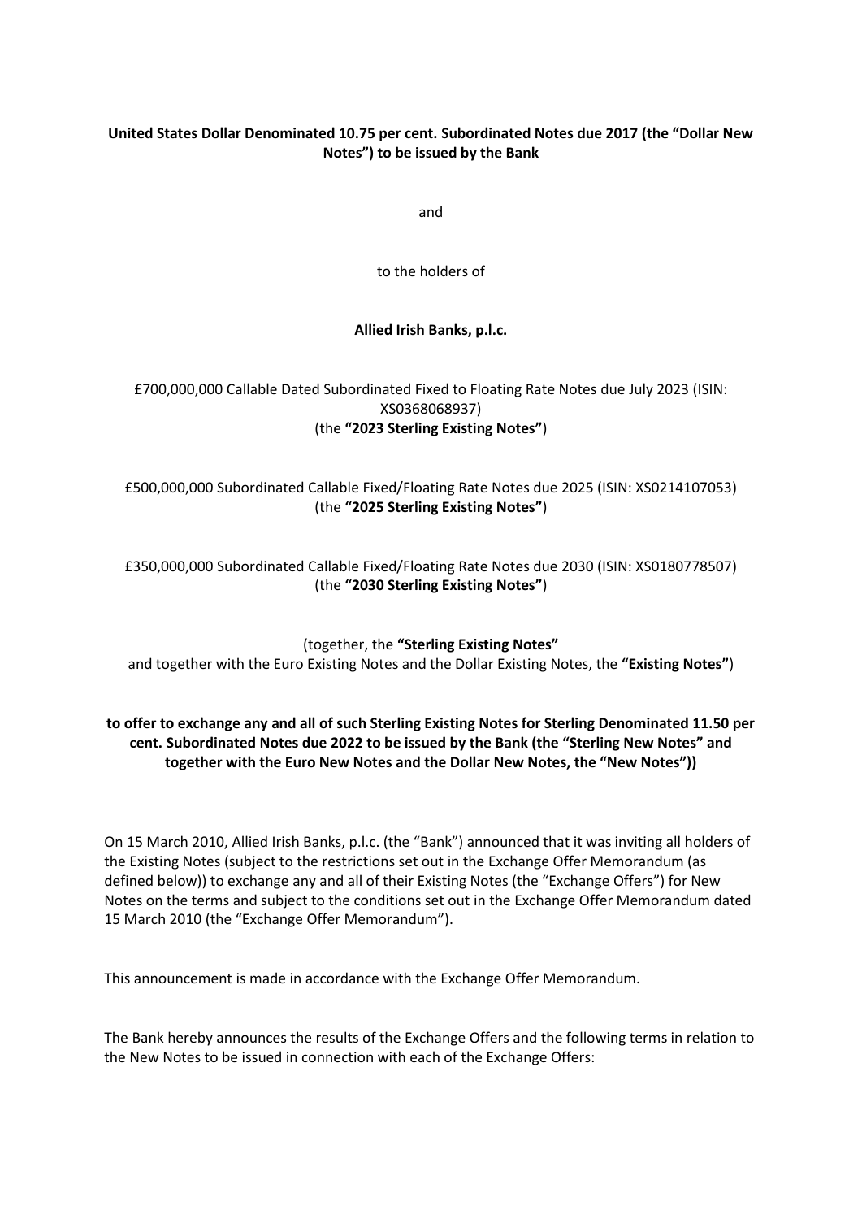**United States Dollar Denominated 10.75 per cent. Subordinated Notes due 2017 (the "Dollar New Notes") to be issued by the Bank**

and

to the holders of

**Allied Irish Banks, p.l.c.**

£700,000,000 Callable Dated Subordinated Fixed to Floating Rate Notes due July 2023 (ISIN: XS0368068937)
(the **"2023 Sterling Existing Notes"**)

£500,000,000 Subordinated Callable Fixed/Floating Rate Notes due 2025 (ISIN: XS0214107053)
(the **"2025 Sterling Existing Notes"**)

£350,000,000 Subordinated Callable Fixed/Floating Rate Notes due 2030 (ISIN: XS0180778507)
(the **"2030 Sterling Existing Notes"**)

(together, the **"Sterling Existing Notes"**
and together with the Euro Existing Notes and the Dollar Existing Notes, the **"Existing Notes"**)

**to offer to exchange any and all of such Sterling Existing Notes for Sterling Denominated 11.50 per cent. Subordinated Notes due 2022 to be issued by the Bank (the "Sterling New Notes" and together with the Euro New Notes and the Dollar New Notes, the "New Notes"))**

On 15 March 2010, Allied Irish Banks, p.l.c. (the "Bank") announced that it was inviting all holders of the Existing Notes (subject to the restrictions set out in the Exchange Offer Memorandum (as defined below)) to exchange any and all of their Existing Notes (the "Exchange Offers") for New Notes on the terms and subject to the conditions set out in the Exchange Offer Memorandum dated 15 March 2010 (the "Exchange Offer Memorandum").

This announcement is made in accordance with the Exchange Offer Memorandum.

The Bank hereby announces the results of the Exchange Offers and the following terms in relation to the New Notes to be issued in connection with each of the Exchange Offers: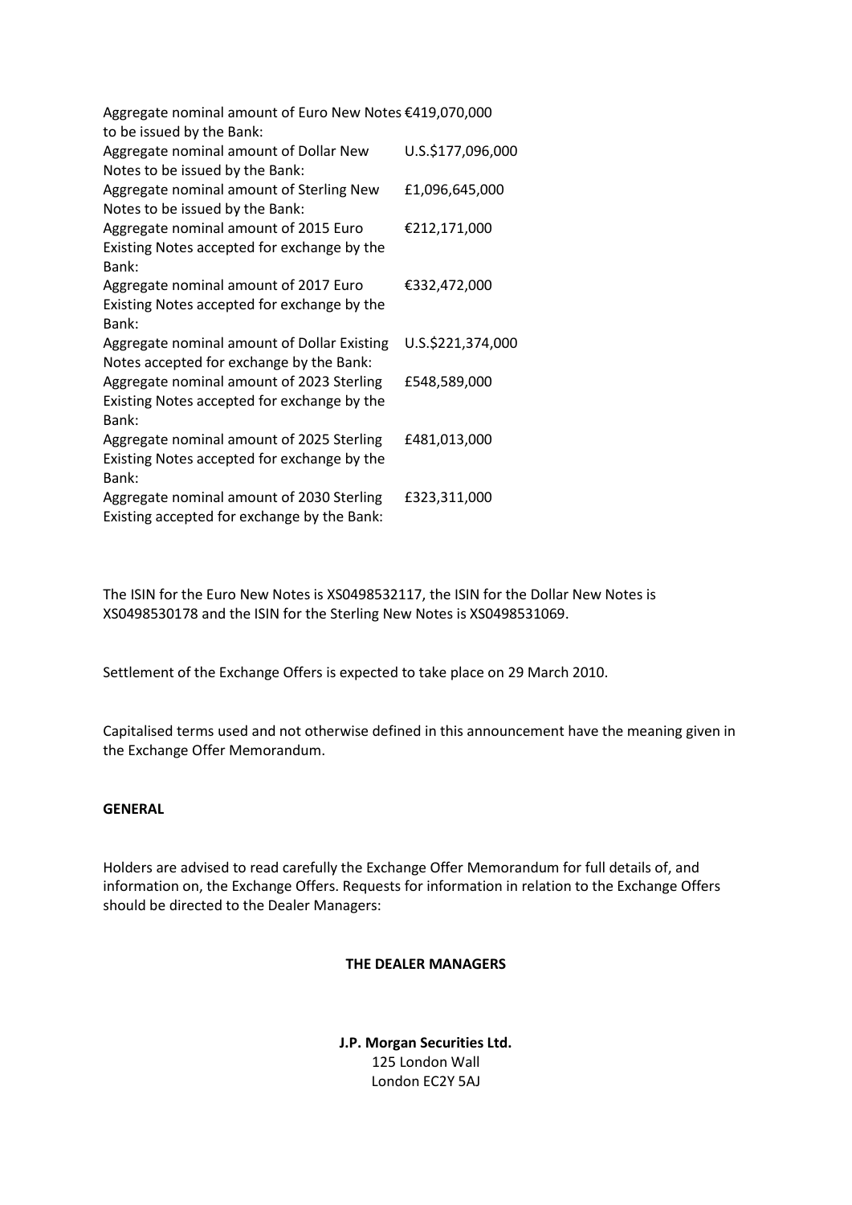| | |
|---|---|
| Aggregate nominal amount of Euro New Notes to be issued by the Bank: | €419,070,000 |
| Aggregate nominal amount of Dollar New Notes to be issued by the Bank: | U.S.$177,096,000 |
| Aggregate nominal amount of Sterling New Notes to be issued by the Bank: | £1,096,645,000 |
| Aggregate nominal amount of 2015 Euro Existing Notes accepted for exchange by the Bank: | €212,171,000 |
| Aggregate nominal amount of 2017 Euro Existing Notes accepted for exchange by the Bank: | €332,472,000 |
| Aggregate nominal amount of Dollar Existing Notes accepted for exchange by the Bank: | U.S.$221,374,000 |
| Aggregate nominal amount of 2023 Sterling Existing Notes accepted for exchange by the Bank: | £548,589,000 |
| Aggregate nominal amount of 2025 Sterling Existing Notes accepted for exchange by the Bank: | £481,013,000 |
| Aggregate nominal amount of 2030 Sterling Existing accepted for exchange by the Bank: | £323,311,000 |

The ISIN for the Euro New Notes is XS0498532117, the ISIN for the Dollar New Notes is XS0498530178 and the ISIN for the Sterling New Notes is XS0498531069.

Settlement of the Exchange Offers is expected to take place on 29 March 2010.

Capitalised terms used and not otherwise defined in this announcement have the meaning given in the Exchange Offer Memorandum.

**GENERAL**

Holders are advised to read carefully the Exchange Offer Memorandum for full details of, and information on, the Exchange Offers. Requests for information in relation to the Exchange Offers should be directed to the Dealer Managers:

**THE DEALER MANAGERS**

**J.P. Morgan Securities Ltd.**
125 London Wall
London EC2Y 5AJ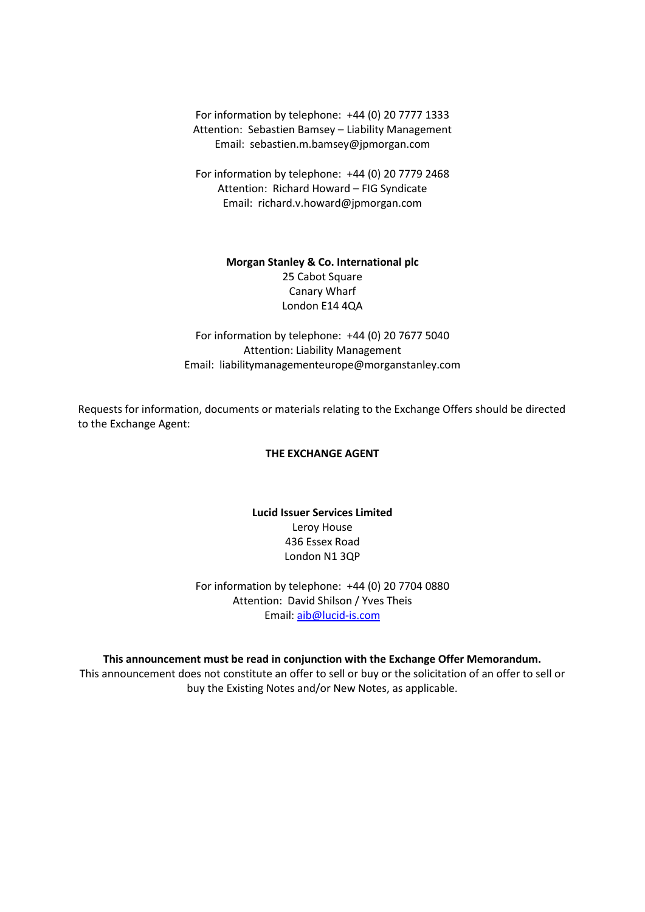For information by telephone: +44 (0) 20 7777 1333
Attention: Sebastien Bamsey – Liability Management
Email: sebastien.m.bamsey@jpmorgan.com

For information by telephone: +44 (0) 20 7779 2468
Attention: Richard Howard – FIG Syndicate
Email: richard.v.howard@jpmorgan.com

**Morgan Stanley & Co. International plc**
25 Cabot Square
Canary Wharf
London E14 4QA

For information by telephone: +44 (0) 20 7677 5040
Attention: Liability Management
Email: liabilitymanagementeurope@morganstanley.com

Requests for information, documents or materials relating to the Exchange Offers should be directed to the Exchange Agent:

**THE EXCHANGE AGENT**

**Lucid Issuer Services Limited**
Leroy House
436 Essex Road
London N1 3QP

For information by telephone: +44 (0) 20 7704 0880
Attention: David Shilson / Yves Theis
Email: aib@lucid-is.com

**This announcement must be read in conjunction with the Exchange Offer Memorandum.**
This announcement does not constitute an offer to sell or buy or the solicitation of an offer to sell or buy the Existing Notes and/or New Notes, as applicable.